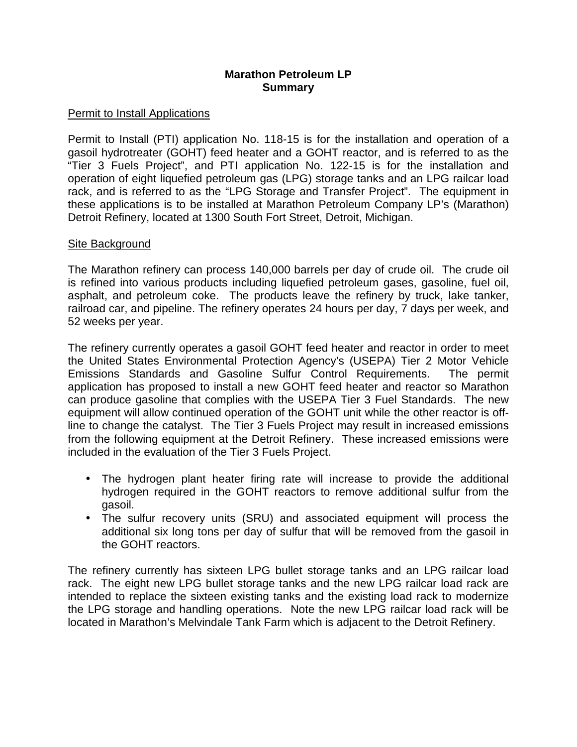# Marathon Petroleum LP
# Summary

## Permit to Install Applications

Permit to Install (PTI) application No. 118-15 is for the installation and operation of a gasoil hydrotreater (GOHT) feed heater and a GOHT reactor, and is referred to as the "Tier 3 Fuels Project", and PTI application No. 122-15 is for the installation and operation of eight liquefied petroleum gas (LPG) storage tanks and an LPG railcar load rack, and is referred to as the "LPG Storage and Transfer Project". The equipment in these applications is to be installed at Marathon Petroleum Company LP's (Marathon) Detroit Refinery, located at 1300 South Fort Street, Detroit, Michigan.

## Site Background

The Marathon refinery can process 140,000 barrels per day of crude oil. The crude oil is refined into various products including liquefied petroleum gases, gasoline, fuel oil, asphalt, and petroleum coke. The products leave the refinery by truck, lake tanker, railroad car, and pipeline. The refinery operates 24 hours per day, 7 days per week, and 52 weeks per year.

The refinery currently operates a gasoil GOHT feed heater and reactor in order to meet the United States Environmental Protection Agency's (USEPA) Tier 2 Motor Vehicle Emissions Standards and Gasoline Sulfur Control Requirements. The permit application has proposed to install a new GOHT feed heater and reactor so Marathon can produce gasoline that complies with the USEPA Tier 3 Fuel Standards. The new equipment will allow continued operation of the GOHT unit while the other reactor is off-line to change the catalyst. The Tier 3 Fuels Project may result in increased emissions from the following equipment at the Detroit Refinery. These increased emissions were included in the evaluation of the Tier 3 Fuels Project.

- The hydrogen plant heater firing rate will increase to provide the additional hydrogen required in the GOHT reactors to remove additional sulfur from the gasoil.
- The sulfur recovery units (SRU) and associated equipment will process the additional six long tons per day of sulfur that will be removed from the gasoil in the GOHT reactors.

The refinery currently has sixteen LPG bullet storage tanks and an LPG railcar load rack. The eight new LPG bullet storage tanks and the new LPG railcar load rack are intended to replace the sixteen existing tanks and the existing load rack to modernize the LPG storage and handling operations. Note the new LPG railcar load rack will be located in Marathon's Melvindale Tank Farm which is adjacent to the Detroit Refinery.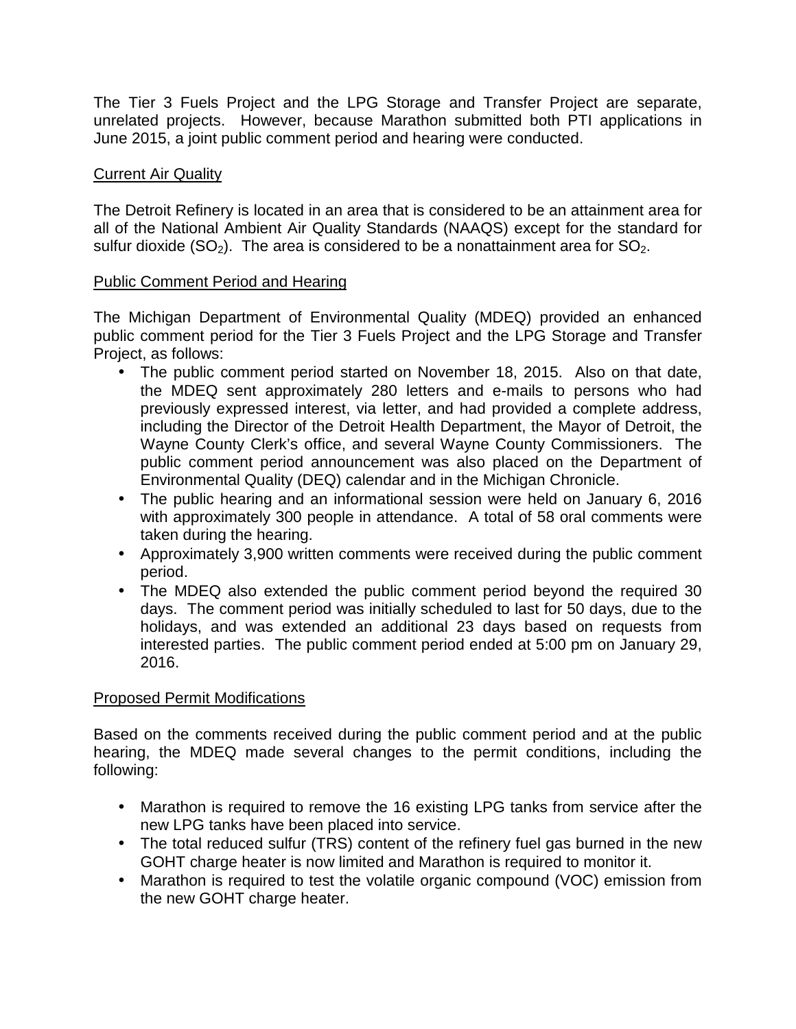The Tier 3 Fuels Project and the LPG Storage and Transfer Project are separate, unrelated projects. However, because Marathon submitted both PTI applications in June 2015, a joint public comment period and hearing were conducted.

Current Air Quality

The Detroit Refinery is located in an area that is considered to be an attainment area for all of the National Ambient Air Quality Standards (NAAQS) except for the standard for sulfur dioxide ($SO_2$). The area is considered to be a nonattainment area for $SO_2$.

Public Comment Period and Hearing

The Michigan Department of Environmental Quality (MDEQ) provided an enhanced public comment period for the Tier 3 Fuels Project and the LPG Storage and Transfer Project, as follows:

- The public comment period started on November 18, 2015. Also on that date, the MDEQ sent approximately 280 letters and e-mails to persons who had previously expressed interest, via letter, and had provided a complete address, including the Director of the Detroit Health Department, the Mayor of Detroit, the Wayne County Clerk's office, and several Wayne County Commissioners. The public comment period announcement was also placed on the Department of Environmental Quality (DEQ) calendar and in the Michigan Chronicle.
- The public hearing and an informational session were held on January 6, 2016 with approximately 300 people in attendance. A total of 58 oral comments were taken during the hearing.
- Approximately 3,900 written comments were received during the public comment period.
- The MDEQ also extended the public comment period beyond the required 30 days. The comment period was initially scheduled to last for 50 days, due to the holidays, and was extended an additional 23 days based on requests from interested parties. The public comment period ended at 5:00 pm on January 29, 2016.

Proposed Permit Modifications

Based on the comments received during the public comment period and at the public hearing, the MDEQ made several changes to the permit conditions, including the following:

- Marathon is required to remove the 16 existing LPG tanks from service after the new LPG tanks have been placed into service.
- The total reduced sulfur (TRS) content of the refinery fuel gas burned in the new GOHT charge heater is now limited and Marathon is required to monitor it.
- Marathon is required to test the volatile organic compound (VOC) emission from the new GOHT charge heater.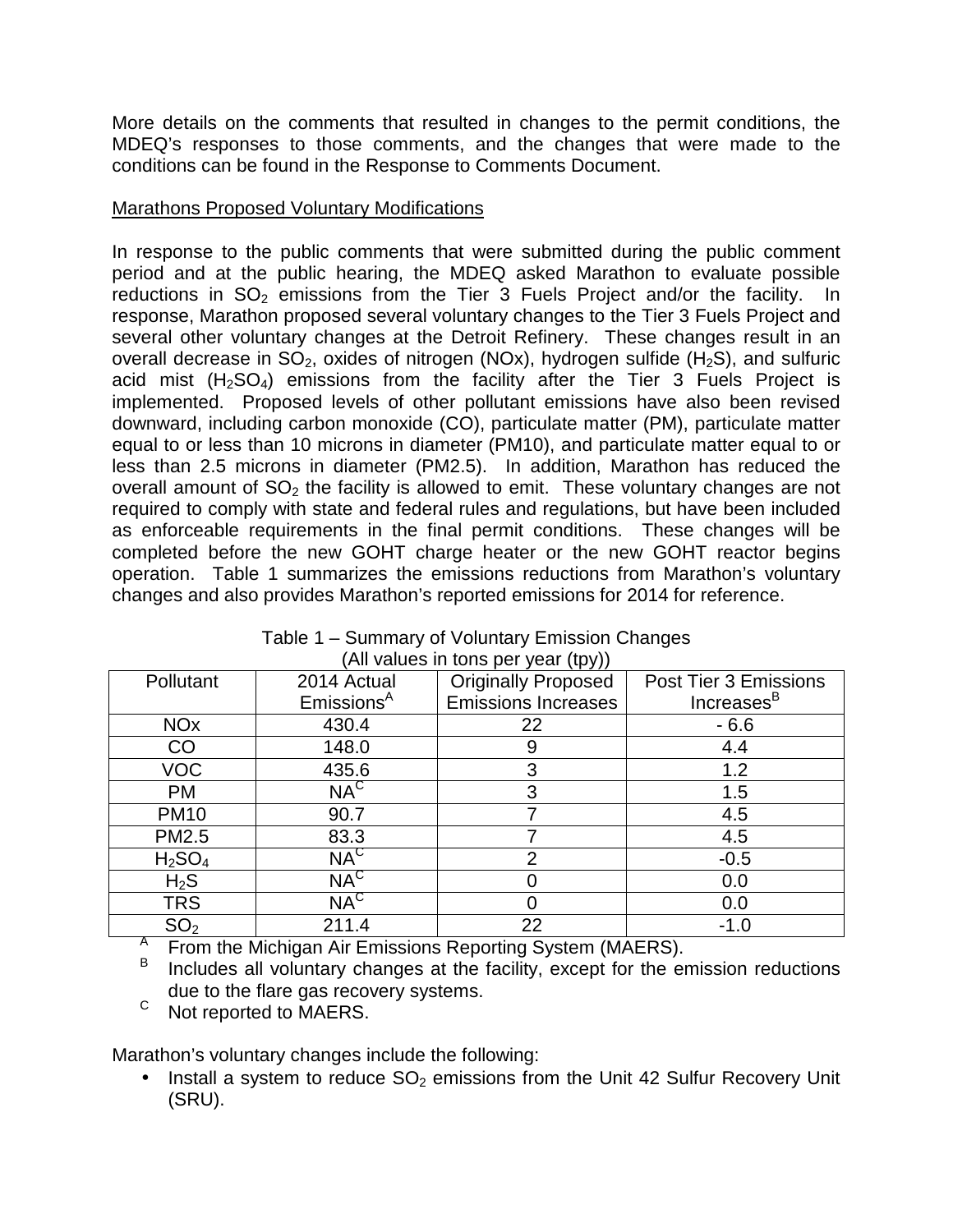More details on the comments that resulted in changes to the permit conditions, the MDEQ's responses to those comments, and the changes that were made to the conditions can be found in the Response to Comments Document.

Marathons Proposed Voluntary Modifications

In response to the public comments that were submitted during the public comment period and at the public hearing, the MDEQ asked Marathon to evaluate possible reductions in $SO_2$ emissions from the Tier 3 Fuels Project and/or the facility. In response, Marathon proposed several voluntary changes to the Tier 3 Fuels Project and several other voluntary changes at the Detroit Refinery. These changes result in an overall decrease in $SO_2$, oxides of nitrogen (NOx), hydrogen sulfide ($H_2S$), and sulfuric acid mist ($H_2SO_4$) emissions from the facility after the Tier 3 Fuels Project is implemented. Proposed levels of other pollutant emissions have also been revised downward, including carbon monoxide (CO), particulate matter (PM), particulate matter equal to or less than 10 microns in diameter (PM10), and particulate matter equal to or less than 2.5 microns in diameter (PM2.5). In addition, Marathon has reduced the overall amount of $SO_2$ the facility is allowed to emit. These voluntary changes are not required to comply with state and federal rules and regulations, but have been included as enforceable requirements in the final permit conditions. These changes will be completed before the new GOHT charge heater or the new GOHT reactor begins operation. Table 1 summarizes the emissions reductions from Marathon's voluntary changes and also provides Marathon's reported emissions for 2014 for reference.

Table 1 – Summary of Voluntary Emission Changes
(All values in tons per year (tpy))

| Pollutant | 2014 Actual Emissions[A] | Originally Proposed Emissions Increases | Post Tier 3 Emissions Increases[B] |
|---|---|---|---|
| NOx | 430.4 | 22 | - 6.6 |
| CO | 148.0 | 9 | 4.4 |
| VOC | 435.6 | 3 | 1.2 |
| PM | NA[C] | 3 | 1.5 |
| PM10 | 90.7 | 7 | 4.5 |
| PM2.5 | 83.3 | 7 | 4.5 |
| $H_2SO_4$ | NA[C] | 2 | -0.5 |
| $H_2S$ | NA[C] | 0 | 0.0 |
| TRS | NA[C] | 0 | 0.0 |
| $SO_2$ | 211.4 | 22 | -1.0 |

[A] From the Michigan Air Emissions Reporting System (MAERS).
[B] Includes all voluntary changes at the facility, except for the emission reductions due to the flare gas recovery systems.
[C] Not reported to MAERS.

Marathon's voluntary changes include the following:

- Install a system to reduce $SO_2$ emissions from the Unit 42 Sulfur Recovery Unit (SRU).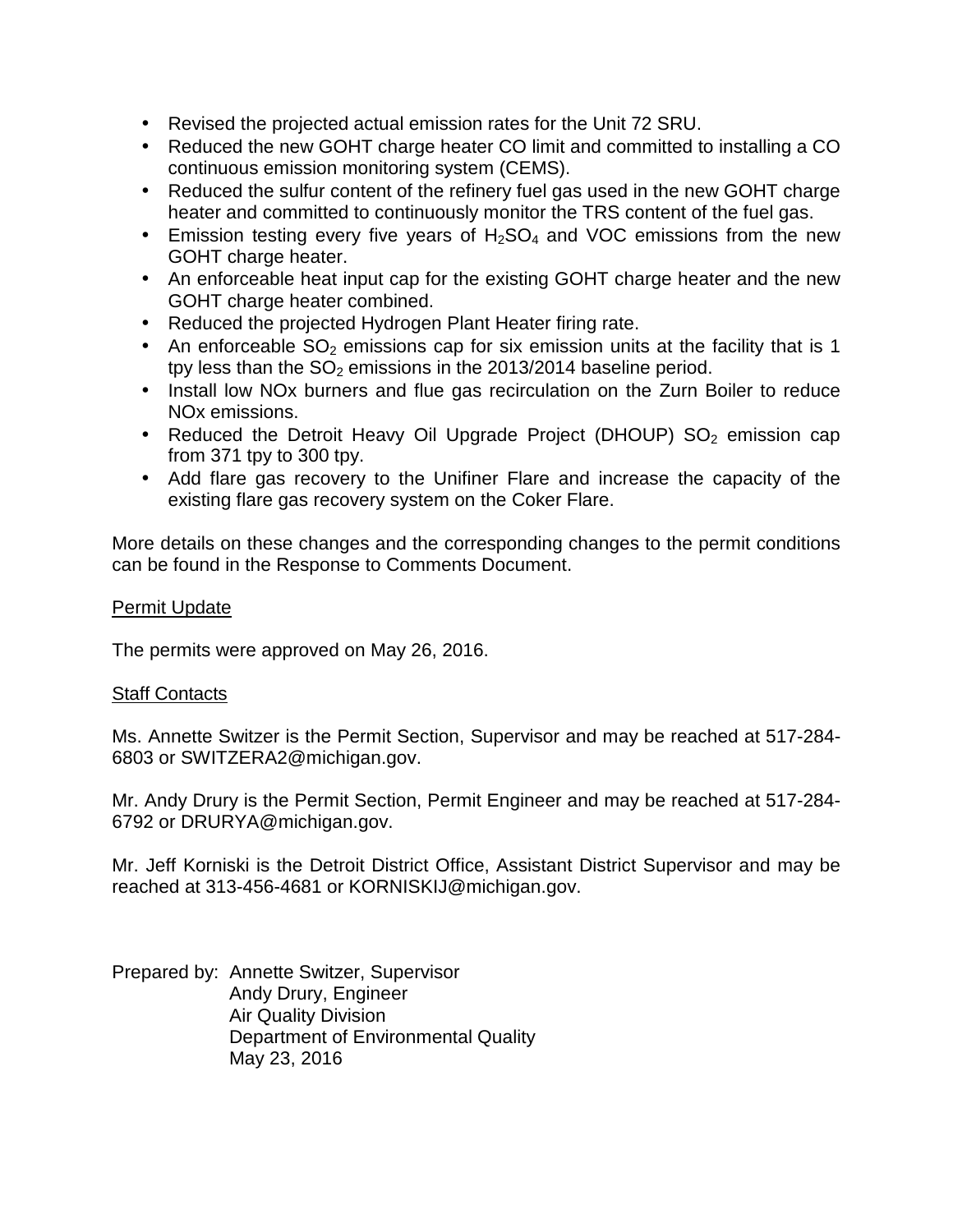- Revised the projected actual emission rates for the Unit 72 SRU.
- Reduced the new GOHT charge heater CO limit and committed to installing a CO continuous emission monitoring system (CEMS).
- Reduced the sulfur content of the refinery fuel gas used in the new GOHT charge heater and committed to continuously monitor the TRS content of the fuel gas.
- Emission testing every five years of $H_2SO_4$ and VOC emissions from the new GOHT charge heater.
- An enforceable heat input cap for the existing GOHT charge heater and the new GOHT charge heater combined.
- Reduced the projected Hydrogen Plant Heater firing rate.
- An enforceable $SO_2$ emissions cap for six emission units at the facility that is 1 tpy less than the $SO_2$ emissions in the 2013/2014 baseline period.
- Install low NOx burners and flue gas recirculation on the Zurn Boiler to reduce NOx emissions.
- Reduced the Detroit Heavy Oil Upgrade Project (DHOUP) $SO_2$ emission cap from 371 tpy to 300 tpy.
- Add flare gas recovery to the Unifiner Flare and increase the capacity of the existing flare gas recovery system on the Coker Flare.

More details on these changes and the corresponding changes to the permit conditions can be found in the Response to Comments Document.

Permit Update

The permits were approved on May 26, 2016.

Staff Contacts

Ms. Annette Switzer is the Permit Section, Supervisor and may be reached at 517-284-6803 or SWITZERA2@michigan.gov.

Mr. Andy Drury is the Permit Section, Permit Engineer and may be reached at 517-284-6792 or DRURYA@michigan.gov.

Mr. Jeff Korniski is the Detroit District Office, Assistant District Supervisor and may be reached at 313-456-4681 or KORNISKIJ@michigan.gov.

Prepared by: Annette Switzer, Supervisor
Andy Drury, Engineer
Air Quality Division
Department of Environmental Quality
May 23, 2016